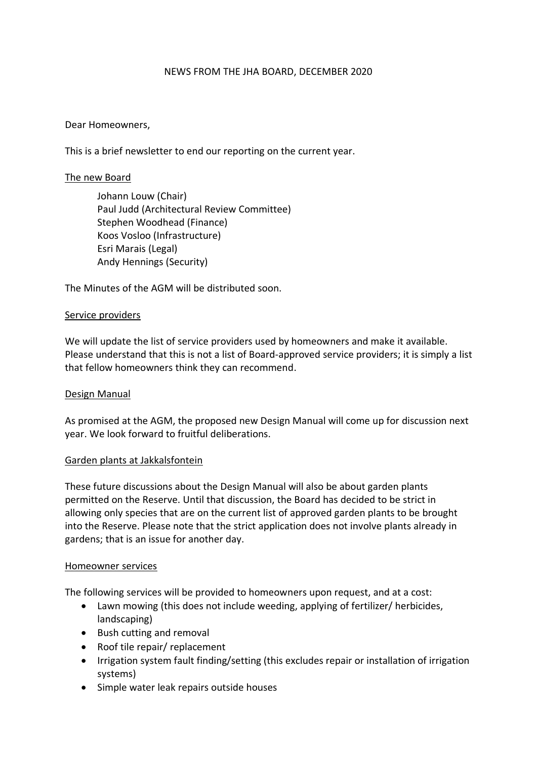# NEWS FROM THE JHA BOARD, DECEMBER 2020

Dear Homeowners,

This is a brief newsletter to end our reporting on the current year.

## The new Board

Johann Louw (Chair)
Paul Judd (Architectural Review Committee)
Stephen Woodhead (Finance)
Koos Vosloo (Infrastructure)
Esri Marais (Legal)
Andy Hennings (Security)

The Minutes of the AGM will be distributed soon.

## Service providers

We will update the list of service providers used by homeowners and make it available. Please understand that this is not a list of Board-approved service providers; it is simply a list that fellow homeowners think they can recommend.

## Design Manual

As promised at the AGM, the proposed new Design Manual will come up for discussion next year. We look forward to fruitful deliberations.

## Garden plants at Jakkalsfontein

These future discussions about the Design Manual will also be about garden plants permitted on the Reserve. Until that discussion, the Board has decided to be strict in allowing only species that are on the current list of approved garden plants to be brought into the Reserve. Please note that the strict application does not involve plants already in gardens; that is an issue for another day.

## Homeowner services

The following services will be provided to homeowners upon request, and at a cost:

- Lawn mowing (this does not include weeding, applying of fertilizer/ herbicides, landscaping)
- Bush cutting and removal
- Roof tile repair/ replacement
- Irrigation system fault finding/setting (this excludes repair or installation of irrigation systems)
- Simple water leak repairs outside houses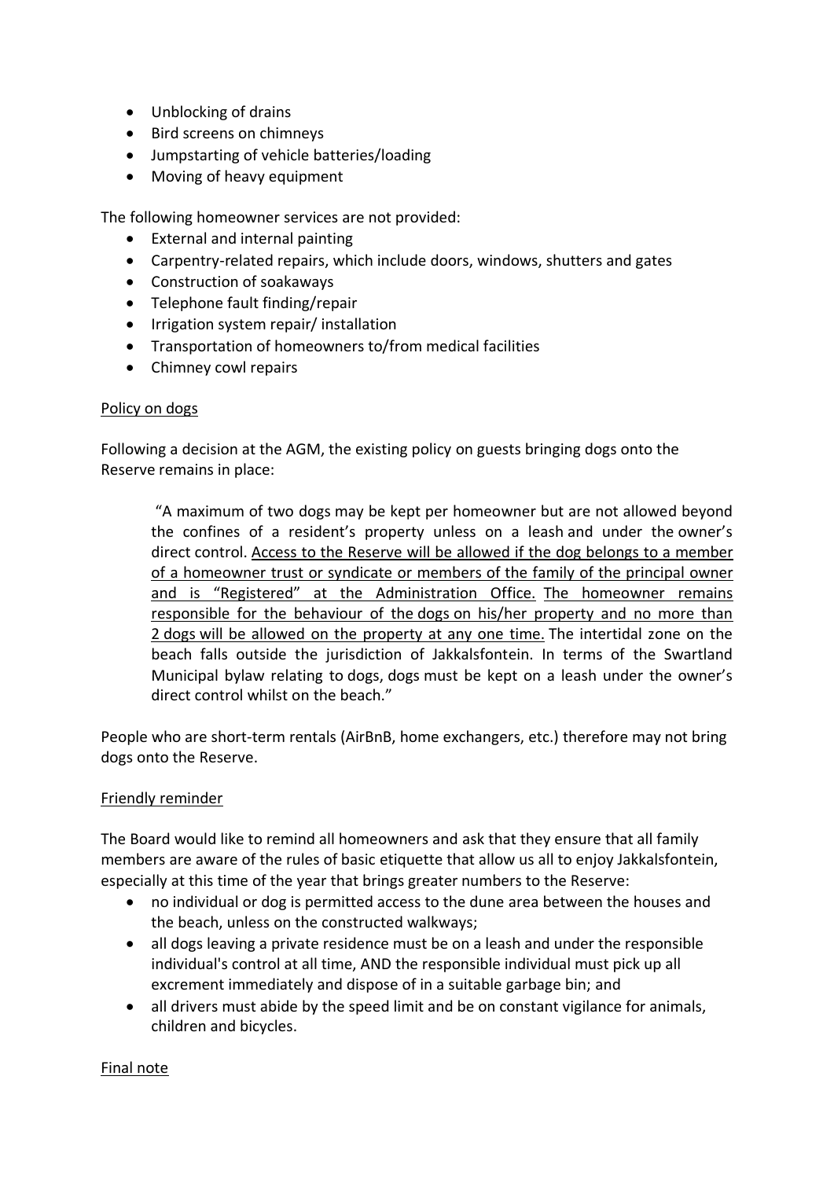- Unblocking of drains
- Bird screens on chimneys
- Jumpstarting of vehicle batteries/loading
- Moving of heavy equipment

The following homeowner services are not provided:

- External and internal painting
- Carpentry-related repairs, which include doors, windows, shutters and gates
- Construction of soakaways
- Telephone fault finding/repair
- Irrigation system repair/ installation
- Transportation of homeowners to/from medical facilities
- Chimney cowl repairs

<u>Policy on dogs</u>

Following a decision at the AGM, the existing policy on guests bringing dogs onto the Reserve remains in place:

> "A maximum of two dogs may be kept per homeowner but are not allowed beyond the confines of a resident's property unless on a leash and under the owner's direct control. <u>Access to the Reserve will be allowed if the dog belongs to a member of a homeowner trust or syndicate or members of the family of the principal owner and is "Registered" at the Administration Office.</u> <u>The homeowner remains responsible for the behaviour of the dogs on his/her property and no more than 2 dogs will be allowed on the property at any one time.</u> The intertidal zone on the beach falls outside the jurisdiction of Jakkalsfontein. In terms of the Swartland Municipal bylaw relating to dogs, dogs must be kept on a leash under the owner's direct control whilst on the beach."

People who are short-term rentals (AirBnB, home exchangers, etc.) therefore may not bring dogs onto the Reserve.

<u>Friendly reminder</u>

The Board would like to remind all homeowners and ask that they ensure that all family members are aware of the rules of basic etiquette that allow us all to enjoy Jakkalsfontein, especially at this time of the year that brings greater numbers to the Reserve:

- no individual or dog is permitted access to the dune area between the houses and the beach, unless on the constructed walkways;
- all dogs leaving a private residence must be on a leash and under the responsible individual's control at all time, AND the responsible individual must pick up all excrement immediately and dispose of in a suitable garbage bin; and
- all drivers must abide by the speed limit and be on constant vigilance for animals, children and bicycles.

<u>Final note</u>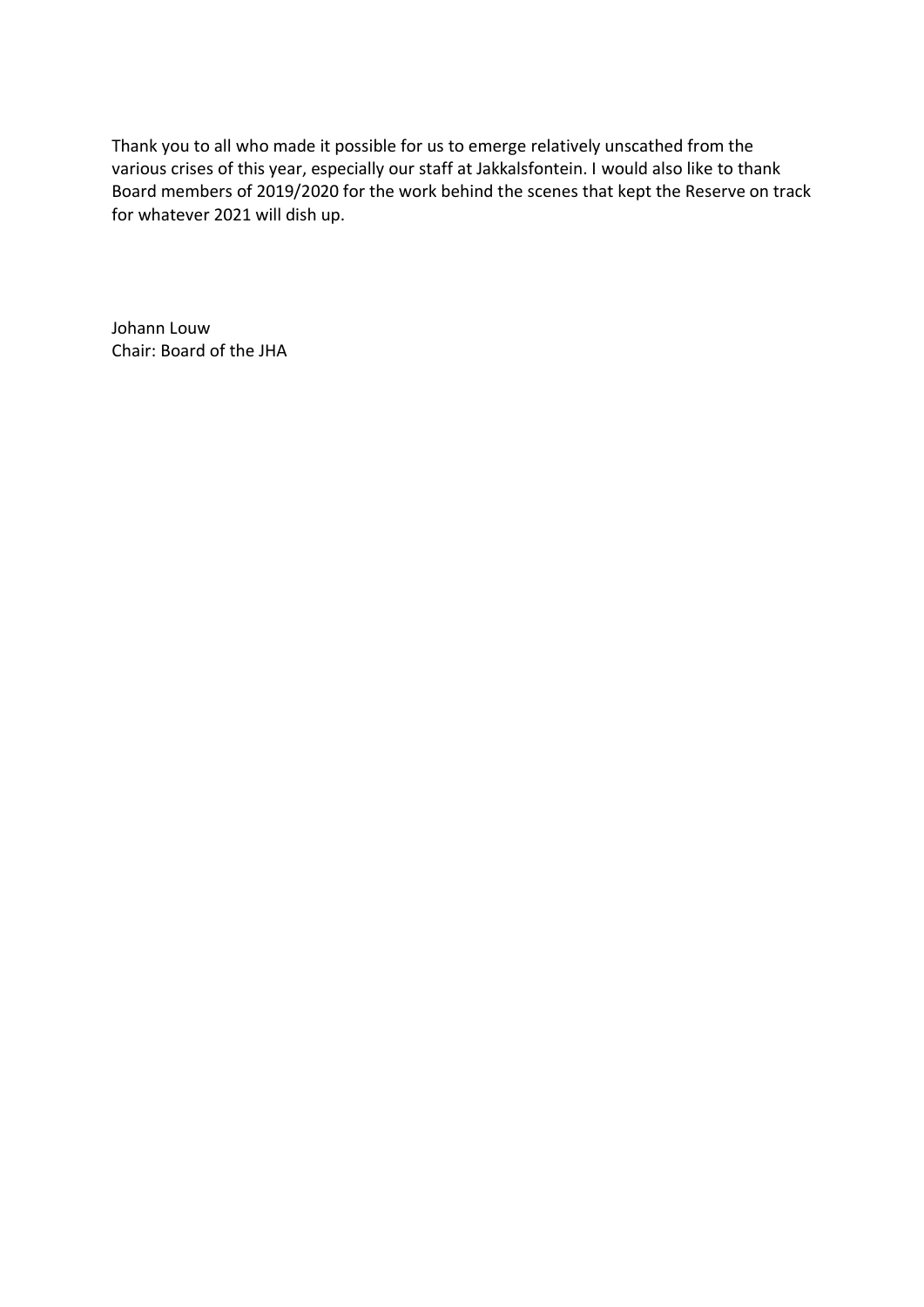Thank you to all who made it possible for us to emerge relatively unscathed from the various crises of this year, especially our staff at Jakkalsfontein. I would also like to thank Board members of 2019/2020 for the work behind the scenes that kept the Reserve on track for whatever 2021 will dish up.

Johann Louw
Chair: Board of the JHA